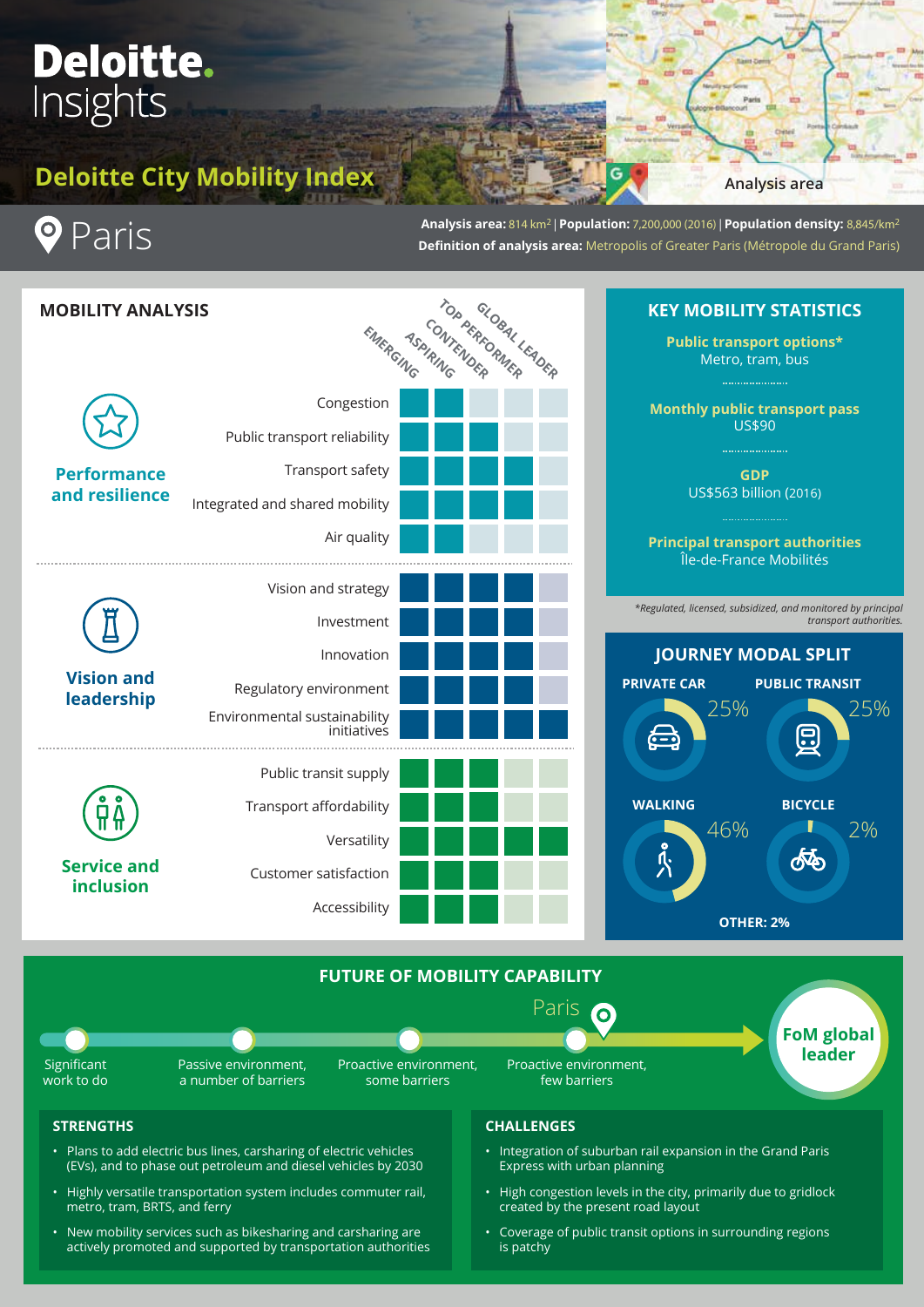# Deloitte Insights

## Deloitte City Mobility Index

Analysis area

# Paris

**Analysis area:** 814 km² | **Population:** 7,200,000 (2016) | **Population density:** 8,845/km²

**Definition of analysis area:** Metropolis of Greater Paris (Métropole du Grand Paris)

## MOBILITY ANALYSIS

| Category | Indicator | Emerging | Aspiring | Contender | Top performer | Global leader |
|---|---|---|---|---|---|---|
| Performance and resilience | Congestion | ■ | ■ | | | |
| | Public transport reliability | ■ | ■ | ■ | | |
| | Transport safety | ■ | ■ | ■ | ■ | |
| | Integrated and shared mobility | ■ | ■ | ■ | ■ | |
| | Air quality | ■ | ■ | | | |
| Vision and leadership | Vision and strategy | ■ | ■ | ■ | ■ | |
| | Investment | ■ | ■ | ■ | ■ | |
| | Innovation | ■ | ■ | ■ | ■ | |
| | Regulatory environment | ■ | ■ | ■ | ■ | |
| | Environmental sustainability initiatives | ■ | ■ | ■ | ■ | ■ |
| Service and inclusion | Public transit supply | ■ | ■ | ■ | | |
| | Transport affordability | ■ | ■ | ■ | | |
| | Versatility | ■ | ■ | ■ | ■ | ■ |
| | Customer satisfaction | ■ | ■ | ■ | | |
| | Accessibility | ■ | ■ | ■ | | |

## KEY MOBILITY STATISTICS

**Public transport options***
Metro, tram, bus

**Monthly public transport pass**
US$90

**GDP**
US$563 billion (2016)

**Principal transport authorities**
Île-de-France Mobilités

*Regulated, licensed, subsidized, and monitored by principal transport authorities.

## JOURNEY MODAL SPLIT

- PRIVATE CAR: 25%
- PUBLIC TRANSIT: 25%
- WALKING: 46%
- BICYCLE: 2%
- OTHER: 2%

## FUTURE OF MOBILITY CAPABILITY

Significant work to do → Passive environment, a number of barriers → Passive environment, some barriers → Proactive environment, few barriers (Paris) → FoM global leader

### STRENGTHS

- Plans to add electric bus lines, carsharing of electric vehicles (EVs), and to phase out petroleum and diesel vehicles by 2030
- Highly versatile transportation system includes commuter rail, metro, tram, BRTS, and ferry
- New mobility services such as bikesharing and carsharing are actively promoted and supported by transportation authorities

### CHALLENGES

- Integration of suburban rail expansion in the Grand Paris Express with urban planning
- High congestion levels in the city, primarily due to gridlock created by the present road layout
- Coverage of public transit options in surrounding regions is patchy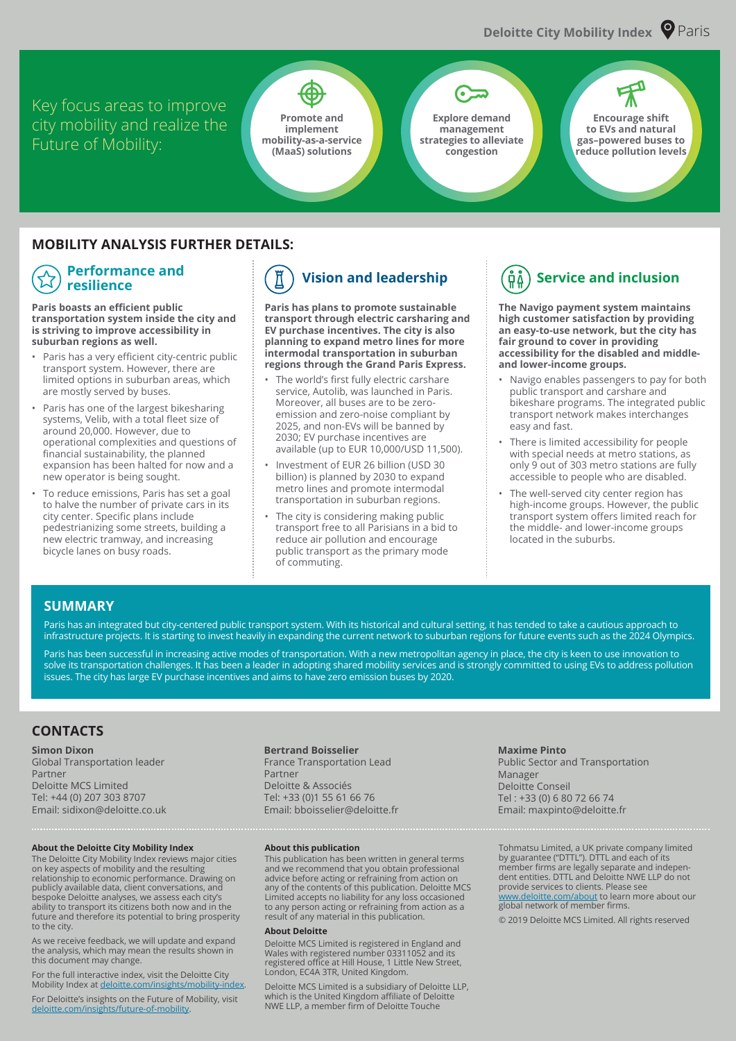Key focus areas to improve city mobility and realize the Future of Mobility:

- **Promote and implement mobility-as-a-service (MaaS) solutions**
- **Explore demand management strategies to alleviate congestion**
- **Encourage shift to EVs and natural gas–powered buses to reduce pollution levels**

## MOBILITY ANALYSIS FURTHER DETAILS:

### Performance and resilience

**Paris boasts an efficient public transportation system inside the city and is striving to improve accessibility in suburban regions as well.**

- Paris has a very efficient city-centric public transport system. However, there are limited options in suburban areas, which are mostly served by buses.
- Paris has one of the largest bikesharing systems, Velib, with a total fleet size of around 20,000. However, due to operational complexities and questions of financial sustainability, the planned expansion has been halted for now and a new operator is being sought.
- To reduce emissions, Paris has set a goal to halve the number of private cars in its city center. Specific plans include pedestrianizing some streets, building a new electric tramway, and increasing bicycle lanes on busy roads.

### Vision and leadership

**Paris has plans to promote sustainable transport through electric carsharing and EV purchase incentives. The city is also planning to expand metro lines for more intermodal transportation in suburban regions through the Grand Paris Express.**

- The world's first fully electric carshare service, Autolib, was launched in Paris. Moreover, all buses are to be zero-emission and zero-noise compliant by 2025, and non-EVs will be banned by 2030; EV purchase incentives are available (up to EUR 10,000/USD 11,500).
- Investment of EUR 26 billion (USD 30 billion) is planned by 2030 to expand metro lines and promote intermodal transportation in suburban regions.
- The city is considering making public transport free to all Parisians in a bid to reduce air pollution and encourage public transport as the primary mode of commuting.

### Service and inclusion

**The Navigo payment system maintains high customer satisfaction by providing an easy-to-use network, but the city has fair ground to cover in providing accessibility for the disabled and middle- and lower-income groups.**

- Navigo enables passengers to pay for both public transport and carshare and bikeshare programs. The integrated public transport network makes interchanges easy and fast.
- There is limited accessibility for people with special needs at metro stations, as only 9 out of 303 metro stations are fully accessible to people who are disabled.
- The well-served city center region has high-income groups. However, the public transport system offers limited reach for the middle- and lower-income groups located in the suburbs.

## SUMMARY

Paris has an integrated but city-centered public transport system. With its historical and cultural setting, it has tended to take a cautious approach to infrastructure projects. It is starting to invest heavily in expanding the current network to suburban regions for future events such as the 2024 Olympics.

Paris has been successful in increasing active modes of transportation. With a new metropolitan agency in place, the city is keen to use innovation to solve its transportation challenges. It has been a leader in adopting shared mobility services and is strongly committed to using EVs to address pollution issues. The city has large EV purchase incentives and aims to have zero emission buses by 2020.

## CONTACTS

**Simon Dixon**
Global Transportation leader
Partner
Deloitte MCS Limited
Tel: +44 (0) 207 303 8707
Email: sidixon@deloitte.co.uk

**Bertrand Boisselier**
France Transportation Lead
Partner
Deloitte & Associés
Tel: +33 (0)1 55 61 66 76
Email: bboisselier@deloitte.fr

**Maxime Pinto**
Public Sector and Transportation
Manager
Deloitte Conseil
Tel : +33 (0) 6 80 72 66 74
Email: maxpinto@deloitte.fr

**About the Deloitte City Mobility Index**

The Deloitte City Mobility Index reviews major cities on key aspects of mobility and the resulting relationship to economic performance. Drawing on publicly available data, client conversations, and bespoke Deloitte analyses, we assess each city's ability to transport its citizens both now and in the future and therefore its potential to bring prosperity to the city.

As we receive feedback, we will update and expand the analysis, which may mean the results shown in this document may change.

For the full interactive index, visit the Deloitte City Mobility Index at deloitte.com/insights/mobility-index.

For Deloitte's insights on the Future of Mobility, visit deloitte.com/insights/future-of-mobility.

**About this publication**

This publication has been written in general terms and we recommend that you obtain professional advice before acting or refraining from action on any of the contents of this publication. Deloitte MCS Limited accepts no liability for any loss occasioned to any person acting or refraining from action as a result of any material in this publication.

**About Deloitte**

Deloitte MCS Limited is registered in England and Wales with registered number 03311052 and its registered office at Hill House, 1 Little New Street, London, EC4A 3TR, United Kingdom.

Deloitte MCS Limited is a subsidiary of Deloitte LLP, which is the United Kingdom affiliate of Deloitte NWE LLP, a member firm of Deloitte Touche Tohmatsu Limited, a UK private company limited by guarantee ("DTTL"). DTTL and each of its member firms are legally separate and independent entities. DTTL and Deloitte NWE LLP do not provide services to clients. Please see www.deloitte.com/about to learn more about our global network of member firms.

© 2019 Deloitte MCS Limited. All rights reserved